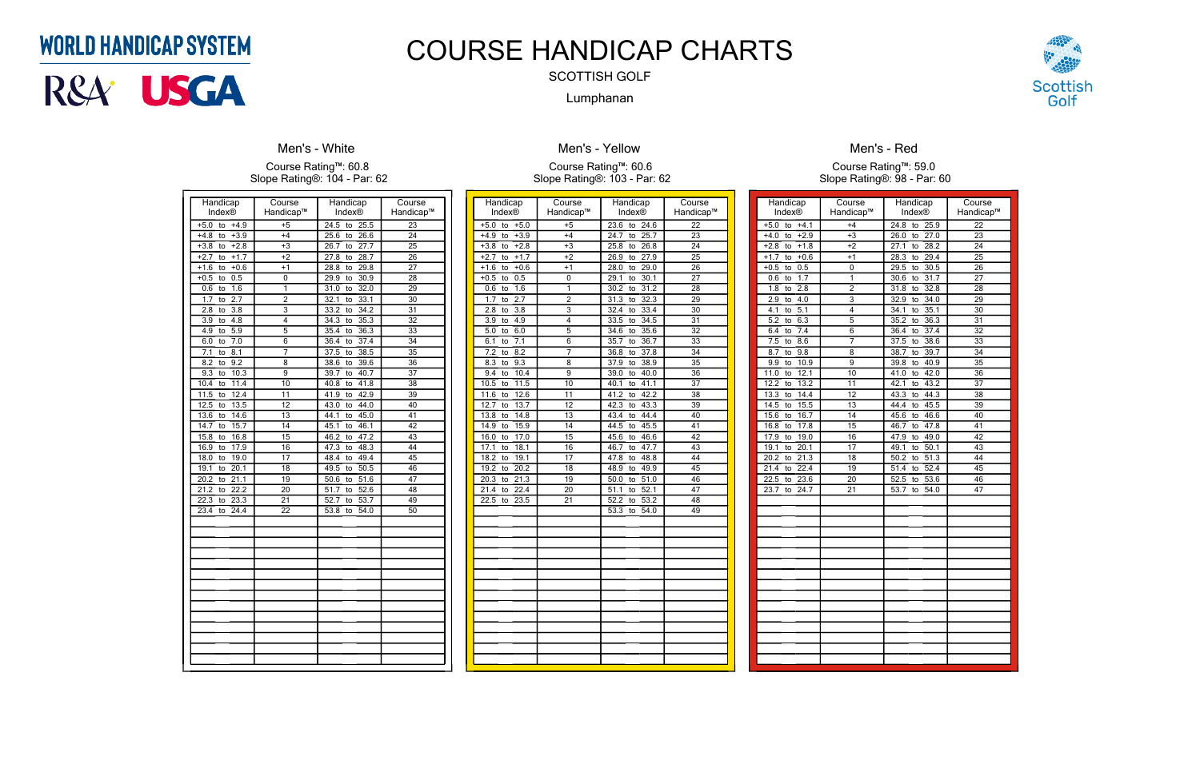WORLD HANDICAP SYSTEM

R&A USGA

# COURSE HANDICAP CHARTS

SCOTTISH GOLF

Lumphanan

Scottish Golf

## Men's - White

Course Rating™: 60.8
Slope Rating®: 104 - Par: 62

| Handicap Index® | Course Handicap™ | Handicap Index® | Course Handicap™ |
|---|---|---|---|
| +5.0 to +4.9 | +5 | 24.5 to 25.5 | 23 |
| +4.8 to +3.9 | +4 | 25.6 to 26.6 | 24 |
| +3.8 to +2.8 | +3 | 26.7 to 27.7 | 25 |
| +2.7 to +1.7 | +2 | 27.8 to 28.7 | 26 |
| +1.6 to +0.6 | +1 | 28.8 to 29.8 | 27 |
| +0.5 to 0.5 | 0 | 29.9 to 30.9 | 28 |
| 0.6 to 1.6 | 1 | 31.0 to 32.0 | 29 |
| 1.7 to 2.7 | 2 | 32.1 to 33.1 | 30 |
| 2.8 to 3.8 | 3 | 33.2 to 34.2 | 31 |
| 3.9 to 4.8 | 4 | 34.3 to 35.3 | 32 |
| 4.9 to 5.9 | 5 | 35.4 to 36.3 | 33 |
| 6.0 to 7.0 | 6 | 36.4 to 37.4 | 34 |
| 7.1 to 8.1 | 7 | 37.5 to 38.5 | 35 |
| 8.2 to 9.2 | 8 | 38.6 to 39.6 | 36 |
| 9.3 to 10.3 | 9 | 39.7 to 40.7 | 37 |
| 10.4 to 11.4 | 10 | 40.8 to 41.8 | 38 |
| 11.5 to 12.4 | 11 | 41.9 to 42.9 | 39 |
| 12.5 to 13.5 | 12 | 43.0 to 44.0 | 40 |
| 13.6 to 14.6 | 13 | 44.1 to 45.0 | 41 |
| 14.7 to 15.7 | 14 | 45.1 to 46.1 | 42 |
| 15.8 to 16.8 | 15 | 46.2 to 47.2 | 43 |
| 16.9 to 17.9 | 16 | 47.3 to 48.3 | 44 |
| 18.0 to 19.0 | 17 | 48.4 to 49.4 | 45 |
| 19.1 to 20.1 | 18 | 49.5 to 50.5 | 46 |
| 20.2 to 21.1 | 19 | 50.6 to 51.6 | 47 |
| 21.2 to 22.2 | 20 | 51.7 to 52.6 | 48 |
| 22.3 to 23.3 | 21 | 52.7 to 53.7 | 49 |
| 23.4 to 24.4 | 22 | 53.8 to 54.0 | 50 |

## Men's - Yellow

Course Rating™: 60.6
Slope Rating®: 103 - Par: 62

| Handicap Index® | Course Handicap™ | Handicap Index® | Course Handicap™ |
|---|---|---|---|
| +5.0 to +5.0 | +5 | 23.6 to 24.6 | 22 |
| +4.9 to +3.9 | +4 | 24.7 to 25.7 | 23 |
| +3.8 to +2.8 | +3 | 25.8 to 26.8 | 24 |
| +2.7 to +1.7 | +2 | 26.9 to 27.9 | 25 |
| +1.6 to +0.6 | +1 | 28.0 to 29.0 | 26 |
| +0.5 to 0.5 | 0 | 29.1 to 30.1 | 27 |
| 0.6 to 1.6 | 1 | 30.2 to 31.2 | 28 |
| 1.7 to 2.7 | 2 | 31.3 to 32.3 | 29 |
| 2.8 to 3.8 | 3 | 32.4 to 33.4 | 30 |
| 3.9 to 4.9 | 4 | 33.5 to 34.5 | 31 |
| 5.0 to 6.0 | 5 | 34.6 to 35.6 | 32 |
| 6.1 to 7.1 | 6 | 35.7 to 36.7 | 33 |
| 7.2 to 8.2 | 7 | 36.8 to 37.8 | 34 |
| 8.3 to 9.3 | 8 | 37.9 to 38.9 | 35 |
| 9.4 to 10.4 | 9 | 39.0 to 40.0 | 36 |
| 10.5 to 11.5 | 10 | 40.1 to 41.1 | 37 |
| 11.6 to 12.6 | 11 | 41.2 to 42.2 | 38 |
| 12.7 to 13.7 | 12 | 42.3 to 43.3 | 39 |
| 13.8 to 14.8 | 13 | 43.4 to 44.4 | 40 |
| 14.9 to 15.9 | 14 | 44.5 to 45.5 | 41 |
| 16.0 to 17.0 | 15 | 45.6 to 46.6 | 42 |
| 17.1 to 18.1 | 16 | 46.7 to 47.7 | 43 |
| 18.2 to 19.1 | 17 | 47.8 to 48.8 | 44 |
| 19.2 to 20.2 | 18 | 48.9 to 49.9 | 45 |
| 20.3 to 21.3 | 19 | 50.0 to 51.0 | 46 |
| 21.4 to 22.4 | 20 | 51.1 to 52.1 | 47 |
| 22.5 to 23.5 | 21 | 52.2 to 53.2 | 48 |
| | | 53.3 to 54.0 | 49 |

## Men's - Red

Course Rating™: 59.0
Slope Rating®: 98 - Par: 60

| Handicap Index® | Course Handicap™ | Handicap Index® | Course Handicap™ |
|---|---|---|---|
| +5.0 to +4.1 | +4 | 24.8 to 25.9 | 22 |
| +4.0 to +2.9 | +3 | 26.0 to 27.0 | 23 |
| +2.8 to +1.8 | +2 | 27.1 to 28.2 | 24 |
| +1.7 to +0.6 | +1 | 28.3 to 29.4 | 25 |
| +0.5 to 0.5 | 0 | 29.5 to 30.5 | 26 |
| 0.6 to 1.7 | 1 | 30.6 to 31.7 | 27 |
| 1.8 to 2.8 | 2 | 31.8 to 32.8 | 28 |
| 2.9 to 4.0 | 3 | 32.9 to 34.0 | 29 |
| 4.1 to 5.1 | 4 | 34.1 to 35.1 | 30 |
| 5.2 to 6.3 | 5 | 35.2 to 36.3 | 31 |
| 6.4 to 7.4 | 6 | 36.4 to 37.4 | 32 |
| 7.5 to 8.6 | 7 | 37.5 to 38.6 | 33 |
| 8.7 to 9.8 | 8 | 38.7 to 39.7 | 34 |
| 9.9 to 10.9 | 9 | 39.8 to 40.9 | 35 |
| 11.0 to 12.1 | 10 | 41.0 to 42.0 | 36 |
| 12.2 to 13.2 | 11 | 42.1 to 43.2 | 37 |
| 13.3 to 14.4 | 12 | 43.3 to 44.3 | 38 |
| 14.5 to 15.5 | 13 | 44.4 to 45.5 | 39 |
| 15.6 to 16.7 | 14 | 45.6 to 46.6 | 40 |
| 16.8 to 17.8 | 15 | 46.7 to 47.8 | 41 |
| 17.9 to 19.0 | 16 | 47.9 to 49.0 | 42 |
| 19.1 to 20.1 | 17 | 49.1 to 50.1 | 43 |
| 20.2 to 21.3 | 18 | 50.2 to 51.3 | 44 |
| 21.4 to 22.4 | 19 | 51.4 to 52.4 | 45 |
| 22.5 to 23.6 | 20 | 52.5 to 53.6 | 46 |
| 23.7 to 24.7 | 21 | 53.7 to 54.0 | 47 |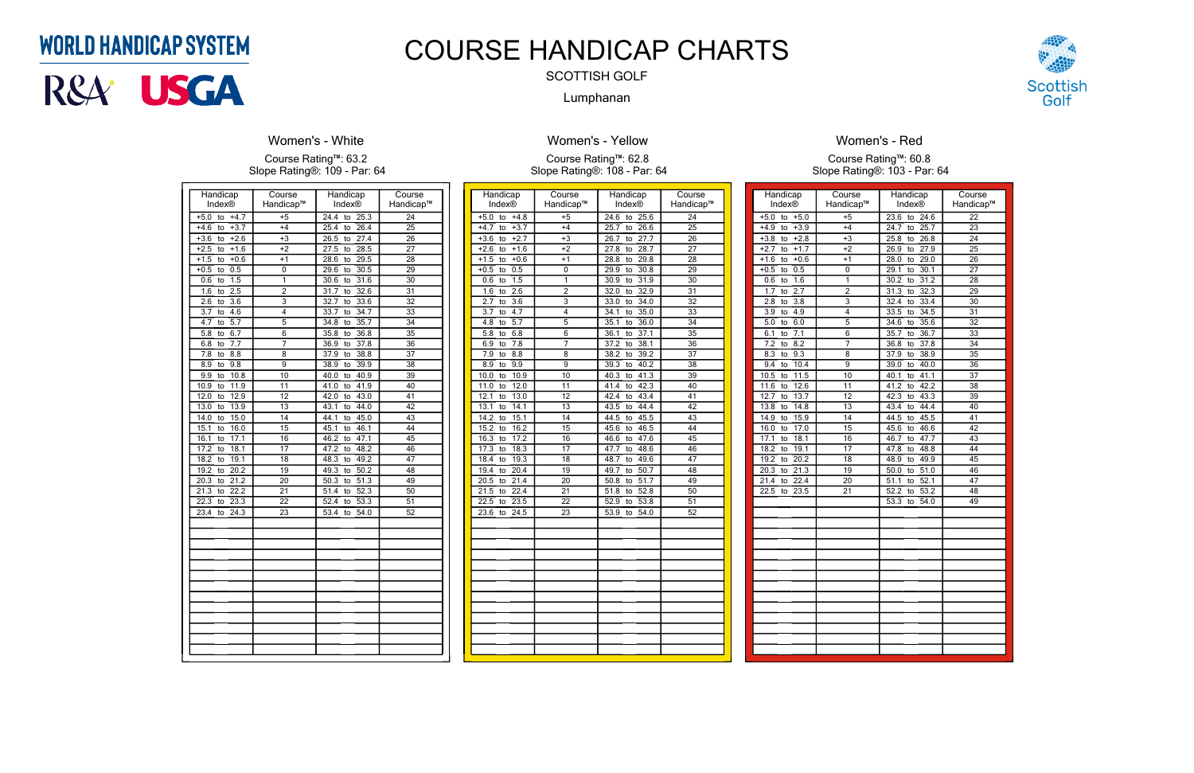# COURSE HANDICAP CHARTS

SCOTTISH GOLF

Lumphanan

WORLD HANDICAP SYSTEM

R&A USGA

Scottish Golf

## Women's - White

Course Rating™: 63.2
Slope Rating®: 109 - Par: 64

| Handicap Index® | Course Handicap™ | Handicap Index® | Course Handicap™ |
|---|---|---|---|
| +5.0 to +4.7 | +5 | 24.4 to 25.3 | 24 |
| +4.6 to +3.7 | +4 | 25.4 to 26.4 | 25 |
| +3.6 to +2.6 | +3 | 26.5 to 27.4 | 26 |
| +2.5 to +1.6 | +2 | 27.5 to 28.5 | 27 |
| +1.5 to +0.6 | +1 | 28.6 to 29.5 | 28 |
| +0.5 to 0.5 | 0 | 29.6 to 30.5 | 29 |
| 0.6 to 1.5 | 1 | 30.6 to 31.6 | 30 |
| 1.6 to 2.5 | 2 | 31.7 to 32.6 | 31 |
| 2.6 to 3.6 | 3 | 32.7 to 33.6 | 32 |
| 3.7 to 4.6 | 4 | 33.7 to 34.7 | 33 |
| 4.7 to 5.7 | 5 | 34.8 to 35.7 | 34 |
| 5.8 to 6.7 | 6 | 35.8 to 36.8 | 35 |
| 6.8 to 7.7 | 7 | 36.9 to 37.8 | 36 |
| 7.8 to 8.8 | 8 | 37.9 to 38.8 | 37 |
| 8.9 to 9.8 | 9 | 38.9 to 39.9 | 38 |
| 9.9 to 10.8 | 10 | 40.0 to 40.9 | 39 |
| 10.9 to 11.9 | 11 | 41.0 to 41.9 | 40 |
| 12.0 to 12.9 | 12 | 42.0 to 43.0 | 41 |
| 13.0 to 13.9 | 13 | 43.1 to 44.0 | 42 |
| 14.0 to 15.0 | 14 | 44.1 to 45.0 | 43 |
| 15.1 to 16.0 | 15 | 45.1 to 46.1 | 44 |
| 16.1 to 17.1 | 16 | 46.2 to 47.1 | 45 |
| 17.2 to 18.1 | 17 | 47.2 to 48.2 | 46 |
| 18.2 to 19.1 | 18 | 48.3 to 49.2 | 47 |
| 19.2 to 20.2 | 19 | 49.3 to 50.2 | 48 |
| 20.3 to 21.2 | 20 | 50.3 to 51.3 | 49 |
| 21.3 to 22.2 | 21 | 51.4 to 52.3 | 50 |
| 22.3 to 23.3 | 22 | 52.4 to 53.3 | 51 |
| 23.4 to 24.3 | 23 | 53.4 to 54.0 | 52 |

## Women's - Yellow

Course Rating™: 62.8
Slope Rating®: 108 - Par: 64

| Handicap Index® | Course Handicap™ | Handicap Index® | Course Handicap™ |
|---|---|---|---|
| +5.0 to +4.8 | +5 | 24.6 to 25.6 | 24 |
| +4.7 to +3.7 | +4 | 25.7 to 26.6 | 25 |
| +3.6 to +2.7 | +3 | 26.7 to 27.7 | 26 |
| +2.6 to +1.6 | +2 | 27.8 to 28.7 | 27 |
| +1.5 to +0.6 | +1 | 28.8 to 29.8 | 28 |
| +0.5 to 0.5 | 0 | 29.9 to 30.8 | 29 |
| 0.6 to 1.5 | 1 | 30.9 to 31.9 | 30 |
| 1.6 to 2.6 | 2 | 32.0 to 32.9 | 31 |
| 2.7 to 3.6 | 3 | 33.0 to 34.0 | 32 |
| 3.7 to 4.7 | 4 | 34.1 to 35.0 | 33 |
| 4.8 to 5.7 | 5 | 35.1 to 36.0 | 34 |
| 5.8 to 6.8 | 6 | 36.1 to 37.1 | 35 |
| 6.9 to 7.8 | 7 | 37.2 to 38.1 | 36 |
| 7.9 to 8.8 | 8 | 38.2 to 39.2 | 37 |
| 8.9 to 9.9 | 9 | 39.3 to 40.2 | 38 |
| 10.0 to 10.9 | 10 | 40.3 to 41.3 | 39 |
| 11.0 to 12.0 | 11 | 41.4 to 42.3 | 40 |
| 12.1 to 13.0 | 12 | 42.4 to 43.4 | 41 |
| 13.1 to 14.1 | 13 | 43.5 to 44.4 | 42 |
| 14.2 to 15.1 | 14 | 44.5 to 45.5 | 43 |
| 15.2 to 16.2 | 15 | 45.6 to 46.5 | 44 |
| 16.3 to 17.2 | 16 | 46.6 to 47.6 | 45 |
| 17.3 to 18.3 | 17 | 47.7 to 48.6 | 46 |
| 18.4 to 19.3 | 18 | 48.7 to 49.6 | 47 |
| 19.4 to 20.4 | 19 | 49.7 to 50.7 | 48 |
| 20.5 to 21.4 | 20 | 50.8 to 51.7 | 49 |
| 21.5 to 22.4 | 21 | 51.8 to 52.8 | 50 |
| 22.5 to 23.5 | 22 | 52.9 to 53.8 | 51 |
| 23.6 to 24.5 | 23 | 53.9 to 54.0 | 52 |

## Women's - Red

Course Rating™: 60.8
Slope Rating®: 103 - Par: 64

| Handicap Index® | Course Handicap™ | Handicap Index® | Course Handicap™ |
|---|---|---|---|
| +5.0 to +5.0 | +5 | 23.6 to 24.6 | 22 |
| +4.9 to +3.9 | +4 | 24.7 to 25.7 | 23 |
| +3.8 to +2.8 | +3 | 25.8 to 26.8 | 24 |
| +2.7 to +1.7 | +2 | 26.9 to 27.9 | 25 |
| +1.6 to +0.6 | +1 | 28.0 to 29.0 | 26 |
| +0.5 to 0.5 | 0 | 29.1 to 30.1 | 27 |
| 0.6 to 1.6 | 1 | 30.2 to 31.2 | 28 |
| 1.7 to 2.7 | 2 | 31.3 to 32.3 | 29 |
| 2.8 to 3.8 | 3 | 32.4 to 33.4 | 30 |
| 3.9 to 4.9 | 4 | 33.5 to 34.5 | 31 |
| 5.0 to 6.0 | 5 | 34.6 to 35.6 | 32 |
| 6.1 to 7.1 | 6 | 35.7 to 36.7 | 33 |
| 7.2 to 8.2 | 7 | 36.8 to 37.8 | 34 |
| 8.3 to 9.3 | 8 | 37.9 to 38.9 | 35 |
| 9.4 to 10.4 | 9 | 39.0 to 40.0 | 36 |
| 10.5 to 11.5 | 10 | 40.1 to 41.1 | 37 |
| 11.6 to 12.6 | 11 | 41.2 to 42.2 | 38 |
| 12.7 to 13.7 | 12 | 42.3 to 43.3 | 39 |
| 13.8 to 14.8 | 13 | 43.4 to 44.4 | 40 |
| 14.9 to 15.9 | 14 | 44.5 to 45.5 | 41 |
| 16.0 to 17.0 | 15 | 45.6 to 46.6 | 42 |
| 17.1 to 18.1 | 16 | 46.7 to 47.7 | 43 |
| 18.2 to 19.1 | 17 | 47.8 to 48.8 | 44 |
| 19.2 to 20.2 | 18 | 48.9 to 49.9 | 45 |
| 20.3 to 21.3 | 19 | 50.0 to 51.0 | 46 |
| 21.4 to 22.4 | 20 | 51.1 to 52.1 | 47 |
| 22.5 to 23.5 | 21 | 52.2 to 53.2 | 48 |
| | | 53.3 to 54.0 | 49 |